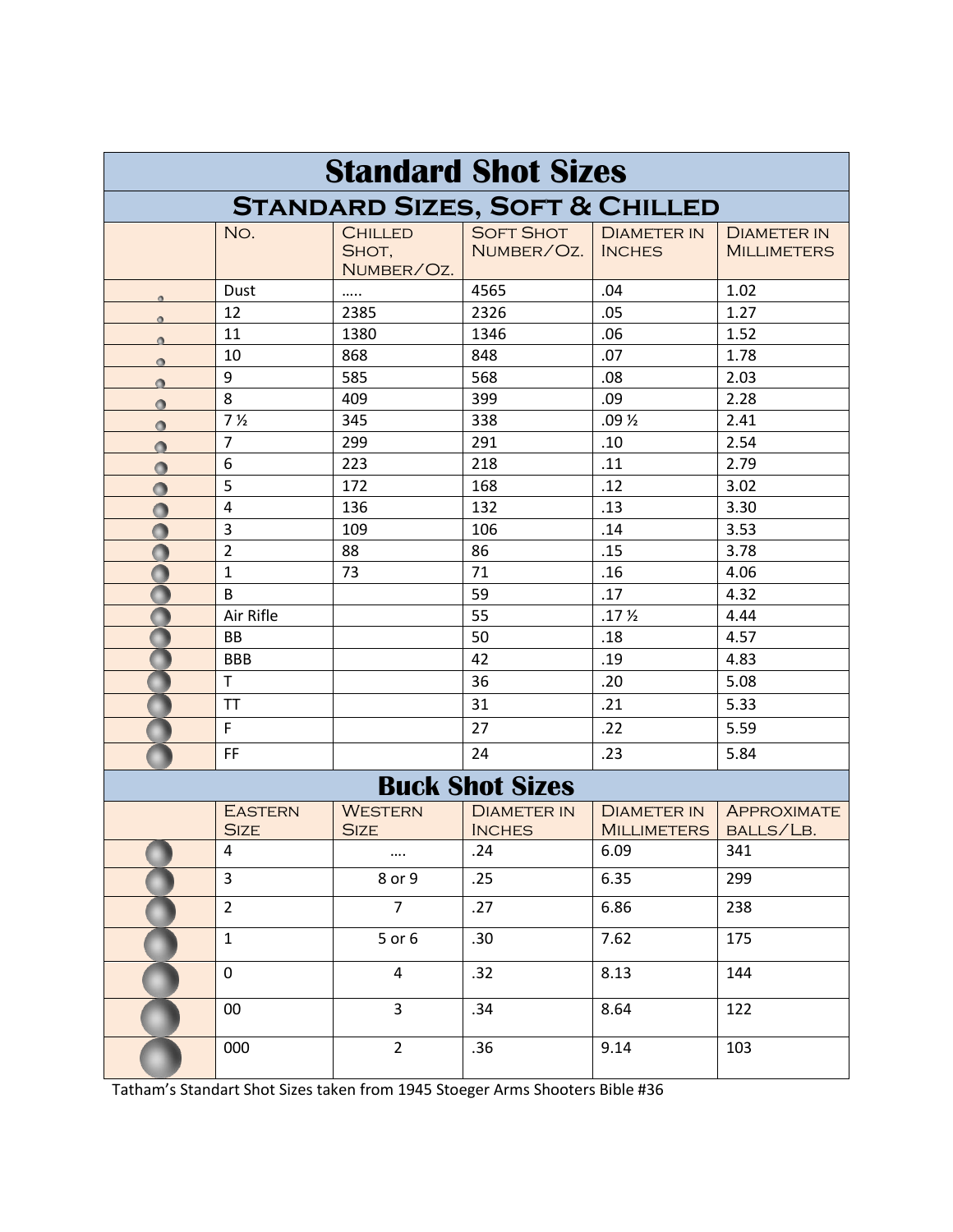# Standard Shot Sizes

## Standard Sizes, Soft & Chilled

| | No. | Chilled Shot, Number/Oz. | Soft Shot Number/Oz. | Diameter in Inches | Diameter in Millimeters |
|---|---|---|---|---|---|
| | Dust | ….. | 4565 | .04 | 1.02 |
| | 12 | 2385 | 2326 | .05 | 1.27 |
| | 11 | 1380 | 1346 | .06 | 1.52 |
| | 10 | 868 | 848 | .07 | 1.78 |
| | 9 | 585 | 568 | .08 | 2.03 |
| | 8 | 409 | 399 | .09 | 2.28 |
| | 7 ½ | 345 | 338 | .09 ½ | 2.41 |
| | 7 | 299 | 291 | .10 | 2.54 |
| | 6 | 223 | 218 | .11 | 2.79 |
| | 5 | 172 | 168 | .12 | 3.02 |
| | 4 | 136 | 132 | .13 | 3.30 |
| | 3 | 109 | 106 | .14 | 3.53 |
| | 2 | 88 | 86 | .15 | 3.78 |
| | 1 | 73 | 71 | .16 | 4.06 |
| | B | | 59 | .17 | 4.32 |
| | Air Rifle | | 55 | .17 ½ | 4.44 |
| | BB | | 50 | .18 | 4.57 |
| | BBB | | 42 | .19 | 4.83 |
| | T | | 36 | .20 | 5.08 |
| | TT | | 31 | .21 | 5.33 |
| | F | | 27 | .22 | 5.59 |
| | FF | | 24 | .23 | 5.84 |

## Buck Shot Sizes

| | Eastern Size | Western Size | Diameter in Inches | Diameter in Millimeters | Approximate balls/Lb. |
|---|---|---|---|---|---|
| | 4 | …. | .24 | 6.09 | 341 |
| | 3 | 8 or 9 | .25 | 6.35 | 299 |
| | 2 | 7 | .27 | 6.86 | 238 |
| | 1 | 5 or 6 | .30 | 7.62 | 175 |
| | 0 | 4 | .32 | 8.13 | 144 |
| | 00 | 3 | .34 | 8.64 | 122 |
| | 000 | 2 | .36 | 9.14 | 103 |

Tatham's Standart Shot Sizes taken from 1945 Stoeger Arms Shooters Bible #36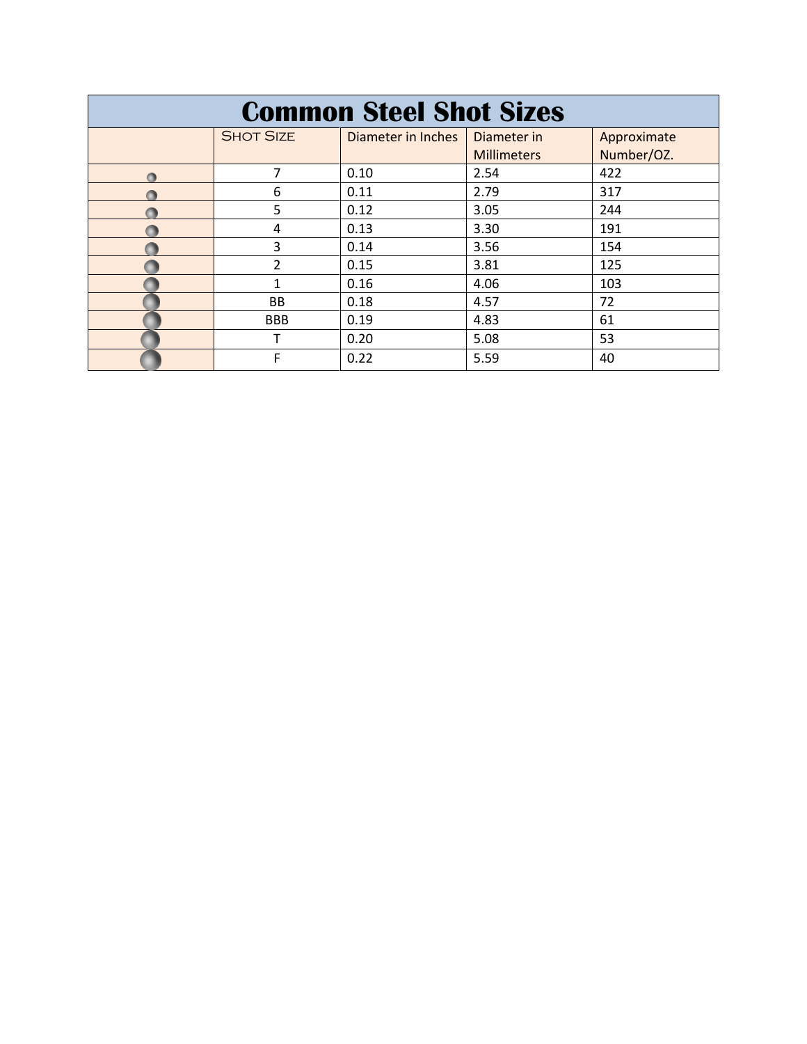| Common Steel Shot Sizes | | | | |
|---|---|---|---|---|
| | Shot Size | Diameter in Inches | Diameter in Millimeters | Approximate Number/OZ. |
| | 7 | 0.10 | 2.54 | 422 |
| | 6 | 0.11 | 2.79 | 317 |
| | 5 | 0.12 | 3.05 | 244 |
| | 4 | 0.13 | 3.30 | 191 |
| | 3 | 0.14 | 3.56 | 154 |
| | 2 | 0.15 | 3.81 | 125 |
| | 1 | 0.16 | 4.06 | 103 |
| | BB | 0.18 | 4.57 | 72 |
| | BBB | 0.19 | 4.83 | 61 |
| | T | 0.20 | 5.08 | 53 |
| | F | 0.22 | 5.59 | 40 |